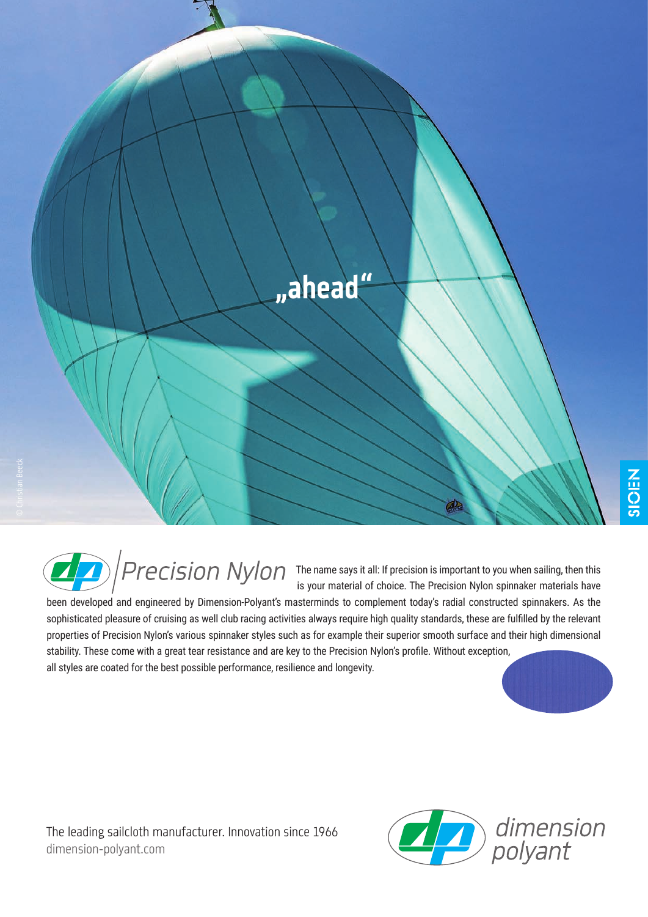„ahead"

# Precision Nylon

The name says it all: If precision is important to you when sailing, then this is your material of choice. The Precision Nylon spinnaker materials have been developed and engineered by Dimension-Polyant's masterminds to complement today's radial constructed spinnakers. As the sophisticated pleasure of cruising as well club racing activities always require high quality standards, these are fulfilled by the relevant properties of Precision Nylon's various spinnaker styles such as for example their superior smooth surface and their high dimensional stability. These come with a great tear resistance and are key to the Precision Nylon's profile. Without exception, all styles are coated for the best possible performance, resilience and longevity.

The leading sailcloth manufacturer. Innovation since 1966
dimension-polyant.com

dimension polyant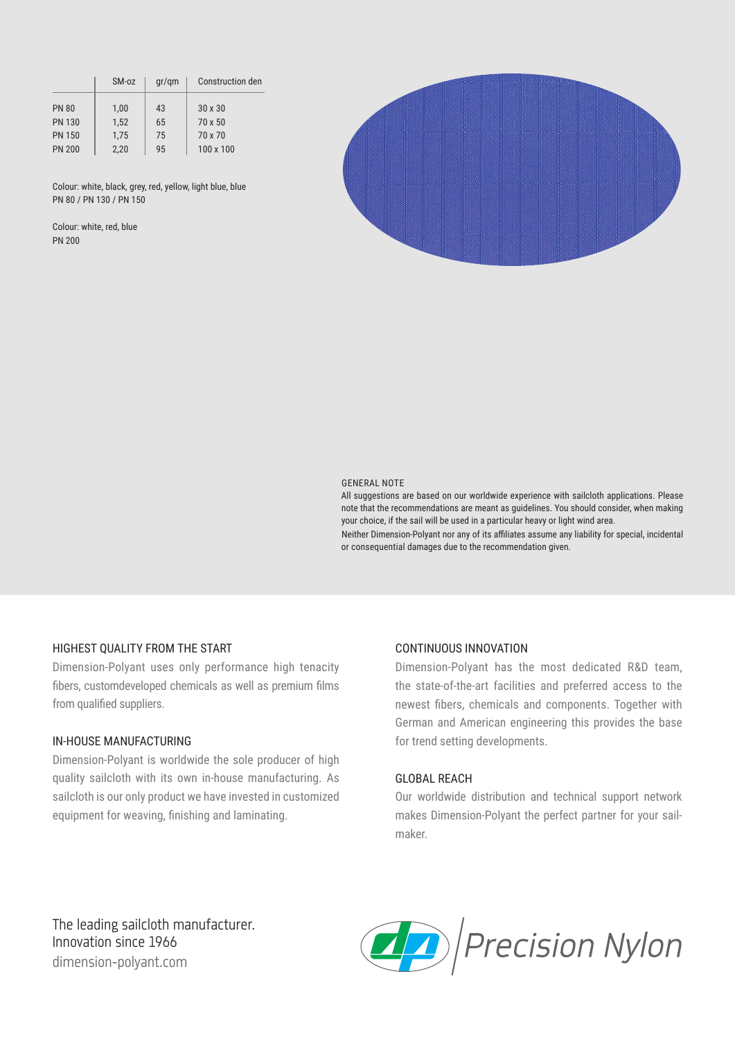| | SM-oz | gr/qm | Construction den |
|---|---|---|---|
| PN 80 | 1,00 | 43 | 30 x 30 |
| PN 130 | 1,52 | 65 | 70 x 50 |
| PN 150 | 1,75 | 75 | 70 x 70 |
| PN 200 | 2,20 | 95 | 100 x 100 |

Colour: white, black, grey, red, yellow, light blue, blue
PN 80 / PN 130 / PN 150

Colour: white, red, blue
PN 200

GENERAL NOTE
All suggestions are based on our worldwide experience with sailcloth applications. Please note that the recommendations are meant as guidelines. You should consider, when making your choice, if the sail will be used in a particular heavy or light wind area.
Neither Dimension-Polyant nor any of its affiliates assume any liability for special, incidental or consequential damages due to the recommendation given.

## HIGHEST QUALITY FROM THE START

Dimension-Polyant uses only performance high tenacity fibers, customdeveloped chemicals as well as premium films from qualified suppliers.

## IN-HOUSE MANUFACTURING

Dimension-Polyant is worldwide the sole producer of high quality sailcloth with its own in-house manufacturing. As sailcloth is our only product we have invested in customized equipment for weaving, finishing and laminating.

## CONTINUOUS INNOVATION

Dimension-Polyant has the most dedicated R&D team, the state-of-the-art facilities and preferred access to the newest fibers, chemicals and components. Together with German and American engineering this provides the base for trend setting developments.

## GLOBAL REACH

Our worldwide distribution and technical support network makes Dimension-Polyant the perfect partner for your sailmaker.

The leading sailcloth manufacturer.
Innovation since 1966
dimension-polyant.com

dp | Precision Nylon